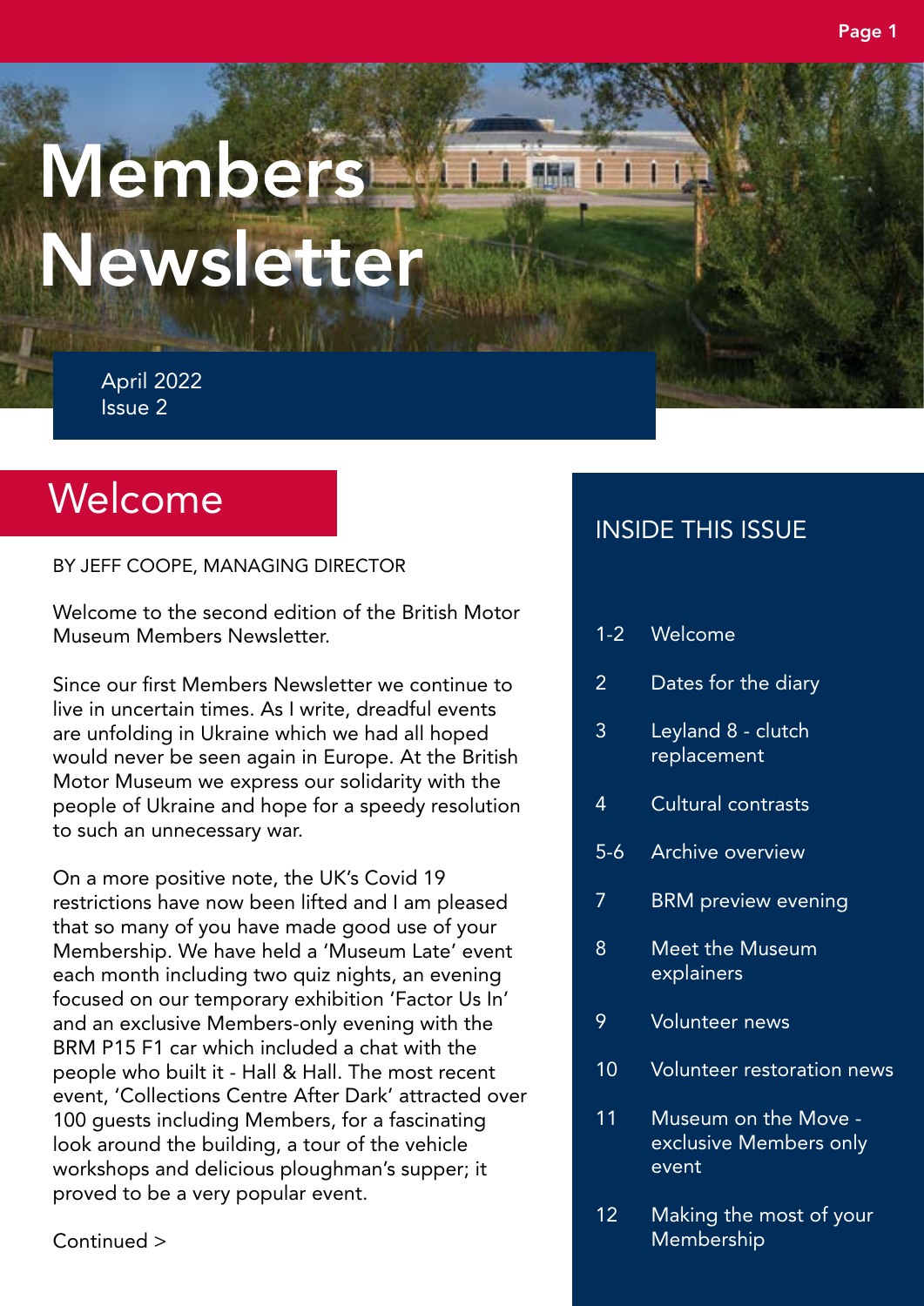# Members Newsletter

April 2022
Issue 2

## Welcome

BY JEFF COOPE, MANAGING DIRECTOR

Welcome to the second edition of the British Motor Museum Members Newsletter.

Since our first Members Newsletter we continue to live in uncertain times. As I write, dreadful events are unfolding in Ukraine which we had all hoped would never be seen again in Europe. At the British Motor Museum we express our solidarity with the people of Ukraine and hope for a speedy resolution to such an unnecessary war.

On a more positive note, the UK's Covid 19 restrictions have now been lifted and I am pleased that so many of you have made good use of your Membership. We have held a 'Museum Late' event each month including two quiz nights, an evening focused on our temporary exhibition 'Factor Us In' and an exclusive Members-only evening with the BRM P15 F1 car which included a chat with the people who built it - Hall & Hall. The most recent event, 'Collections Centre After Dark' attracted over 100 guests including Members, for a fascinating look around the building, a tour of the vehicle workshops and delicious ploughman's supper; it proved to be a very popular event.

Continued >

## INSIDE THIS ISSUE

| | |
|---|---|
| 1-2 | Welcome |
| 2 | Dates for the diary |
| 3 | Leyland 8 - clutch replacement |
| 4 | Cultural contrasts |
| 5-6 | Archive overview |
| 7 | BRM preview evening |
| 8 | Meet the Museum explainers |
| 9 | Volunteer news |
| 10 | Volunteer restoration news |
| 11 | Museum on the Move - exclusive Members only event |
| 12 | Making the most of your Membership |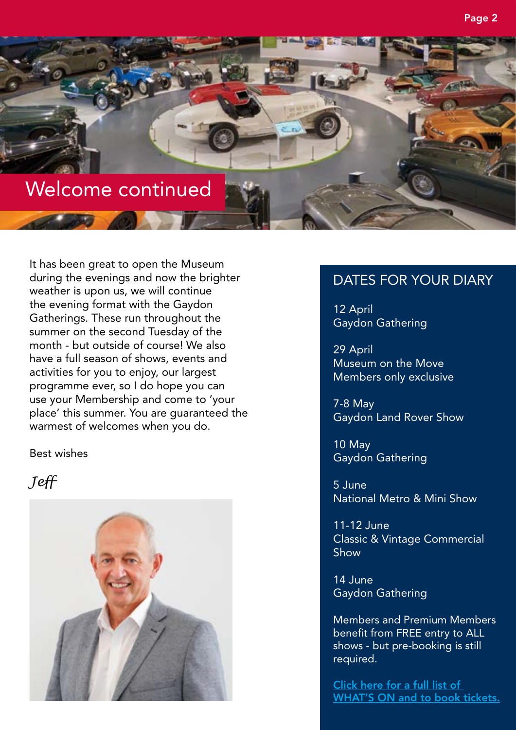# Welcome continued

It has been great to open the Museum during the evenings and now the brighter weather is upon us, we will continue the evening format with the Gaydon Gatherings. These run throughout the summer on the second Tuesday of the month - but outside of course! We also have a full season of shows, events and activities for you to enjoy, our largest programme ever, so I do hope you can use your Membership and come to 'your place' this summer. You are guaranteed the warmest of welcomes when you do.

Best wishes

*Jeff*

## DATES FOR YOUR DIARY

12 April
Gaydon Gathering

29 April
Museum on the Move
Members only exclusive

7-8 May
Gaydon Land Rover Show

10 May
Gaydon Gathering

5 June
National Metro & Mini Show

11-12 June
Classic & Vintage Commercial Show

14 June
Gaydon Gathering

Members and Premium Members benefit from FREE entry to ALL shows - but pre-booking is still required.

Click here for a full list of WHAT'S ON and to book tickets.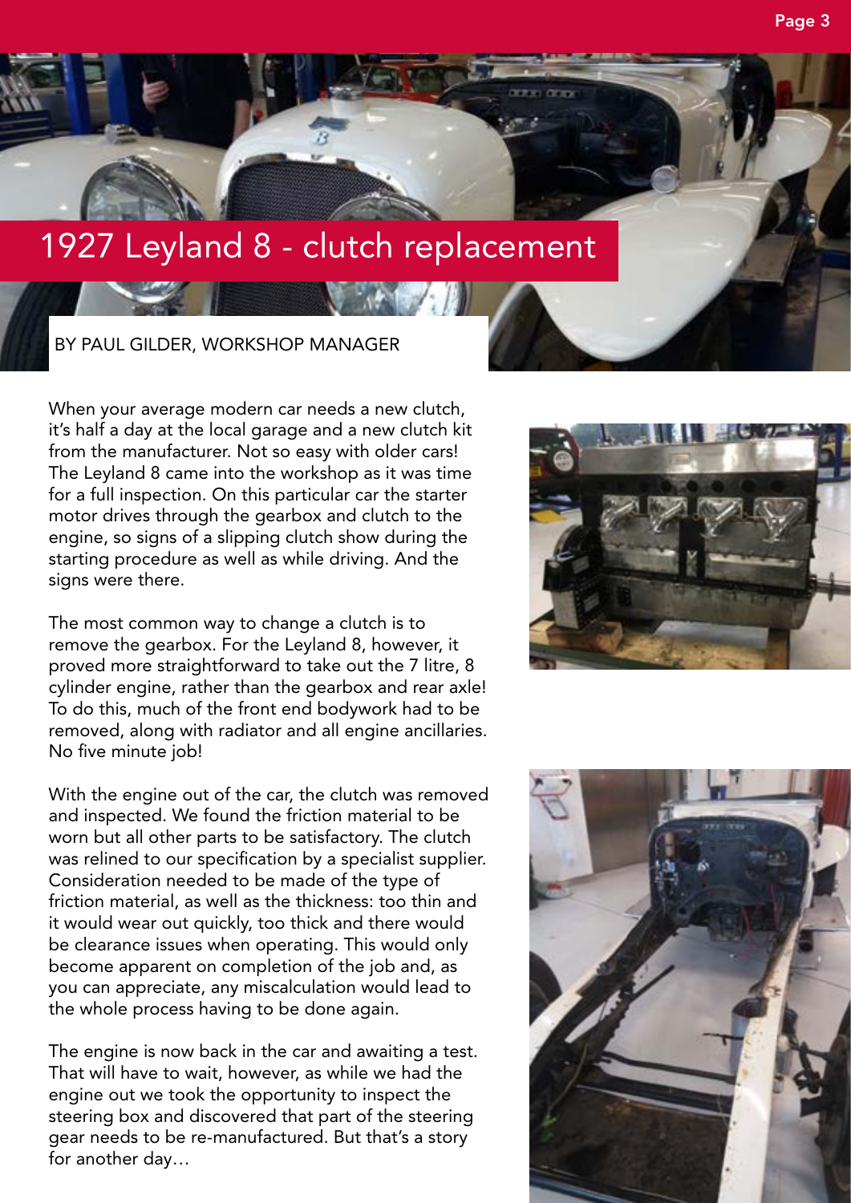# 1927 Leyland 8 - clutch replacement

BY PAUL GILDER, WORKSHOP MANAGER

When your average modern car needs a new clutch, it's half a day at the local garage and a new clutch kit from the manufacturer. Not so easy with older cars! The Leyland 8 came into the workshop as it was time for a full inspection. On this particular car the starter motor drives through the gearbox and clutch to the engine, so signs of a slipping clutch show during the starting procedure as well as while driving. And the signs were there.

The most common way to change a clutch is to remove the gearbox. For the Leyland 8, however, it proved more straightforward to take out the 7 litre, 8 cylinder engine, rather than the gearbox and rear axle! To do this, much of the front end bodywork had to be removed, along with radiator and all engine ancillaries. No five minute job!

With the engine out of the car, the clutch was removed and inspected. We found the friction material to be worn but all other parts to be satisfactory. The clutch was relined to our specification by a specialist supplier. Consideration needed to be made of the type of friction material, as well as the thickness: too thin and it would wear out quickly, too thick and there would be clearance issues when operating. This would only become apparent on completion of the job and, as you can appreciate, any miscalculation would lead to the whole process having to be done again.

The engine is now back in the car and awaiting a test. That will have to wait, however, as while we had the engine out we took the opportunity to inspect the steering box and discovered that part of the steering gear needs to be re-manufactured. But that's a story for another day…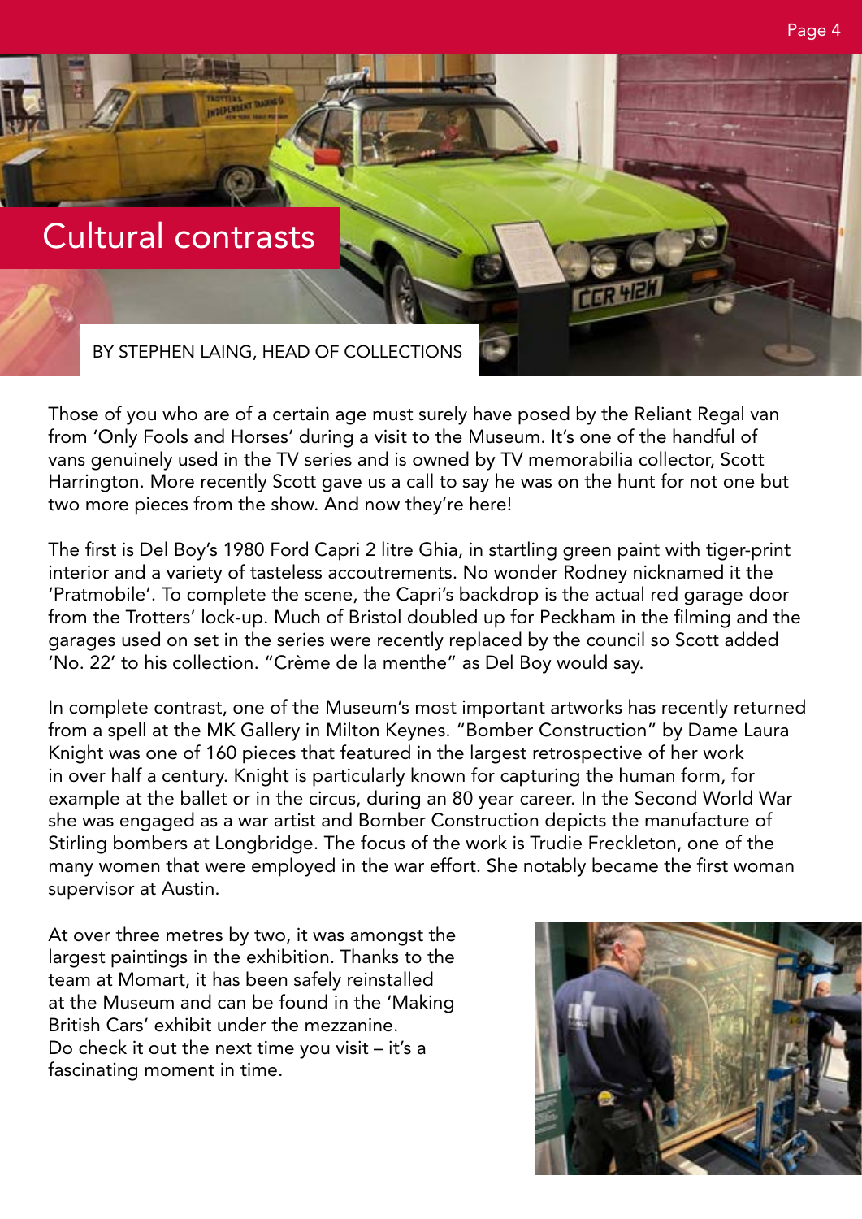# Cultural contrasts

BY STEPHEN LAING, HEAD OF COLLECTIONS

Those of you who are of a certain age must surely have posed by the Reliant Regal van from 'Only Fools and Horses' during a visit to the Museum. It's one of the handful of vans genuinely used in the TV series and is owned by TV memorabilia collector, Scott Harrington. More recently Scott gave us a call to say he was on the hunt for not one but two more pieces from the show. And now they're here!

The first is Del Boy's 1980 Ford Capri 2 litre Ghia, in startling green paint with tiger-print interior and a variety of tasteless accoutrements. No wonder Rodney nicknamed it the 'Pratmobile'. To complete the scene, the Capri's backdrop is the actual red garage door from the Trotters' lock-up. Much of Bristol doubled up for Peckham in the filming and the garages used on set in the series were recently replaced by the council so Scott added 'No. 22' to his collection. "Crème de la menthe" as Del Boy would say.

In complete contrast, one of the Museum's most important artworks has recently returned from a spell at the MK Gallery in Milton Keynes. "Bomber Construction" by Dame Laura Knight was one of 160 pieces that featured in the largest retrospective of her work in over half a century. Knight is particularly known for capturing the human form, for example at the ballet or in the circus, during an 80 year career. In the Second World War she was engaged as a war artist and Bomber Construction depicts the manufacture of Stirling bombers at Longbridge. The focus of the work is Trudie Freckleton, one of the many women that were employed in the war effort. She notably became the first woman supervisor at Austin.

At over three metres by two, it was amongst the largest paintings in the exhibition. Thanks to the team at Momart, it has been safely reinstalled at the Museum and can be found in the 'Making British Cars' exhibit under the mezzanine. Do check it out the next time you visit – it's a fascinating moment in time.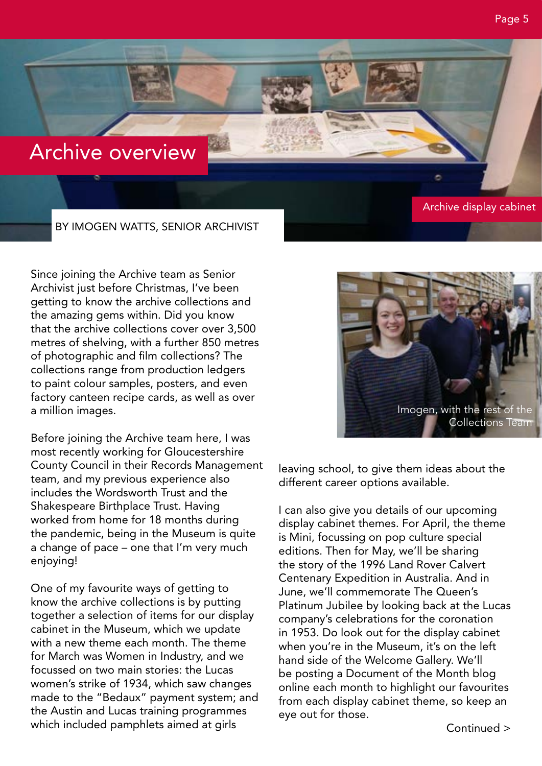# Archive overview

BY IMOGEN WATTS, SENIOR ARCHIVIST

Archive display cabinet

Since joining the Archive team as Senior Archivist just before Christmas, I've been getting to know the archive collections and the amazing gems within. Did you know that the archive collections cover over 3,500 metres of shelving, with a further 850 metres of photographic and film collections? The collections range from production ledgers to paint colour samples, posters, and even factory canteen recipe cards, as well as over a million images.

Before joining the Archive team here, I was most recently working for Gloucestershire County Council in their Records Management team, and my previous experience also includes the Wordsworth Trust and the Shakespeare Birthplace Trust. Having worked from home for 18 months during the pandemic, being in the Museum is quite a change of pace – one that I'm very much enjoying!

One of my favourite ways of getting to know the archive collections is by putting together a selection of items for our display cabinet in the Museum, which we update with a new theme each month. The theme for March was Women in Industry, and we focussed on two main stories: the Lucas women's strike of 1934, which saw changes made to the "Bedaux" payment system; and the Austin and Lucas training programmes which included pamphlets aimed at girls leaving school, to give them ideas about the different career options available.

Imogen, with the rest of the Collections Team

I can also give you details of our upcoming display cabinet themes. For April, the theme is Mini, focussing on pop culture special editions. Then for May, we'll be sharing the story of the 1996 Land Rover Calvert Centenary Expedition in Australia. And in June, we'll commemorate The Queen's Platinum Jubilee by looking back at the Lucas company's celebrations for the coronation in 1953. Do look out for the display cabinet when you're in the Museum, it's on the left hand side of the Welcome Gallery. We'll be posting a Document of the Month blog online each month to highlight our favourites from each display cabinet theme, so keep an eye out for those.

Continued >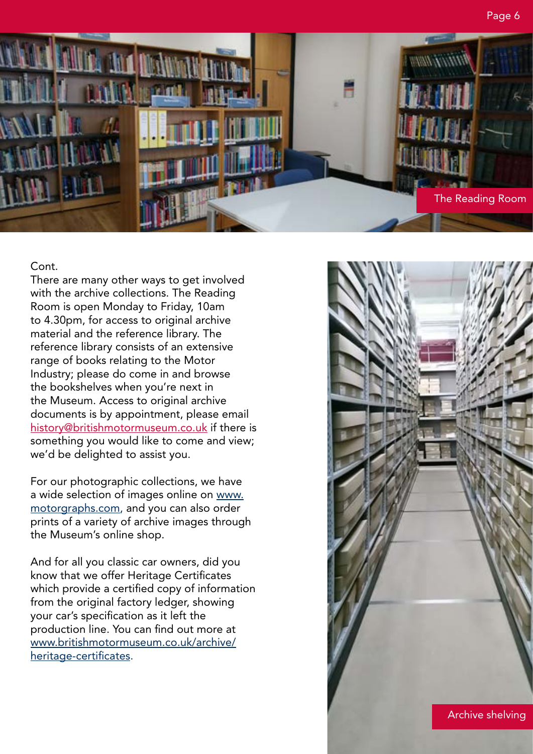The Reading Room

Cont.
There are many other ways to get involved with the archive collections. The Reading Room is open Monday to Friday, 10am to 4.30pm, for access to original archive material and the reference library. The reference library consists of an extensive range of books relating to the Motor Industry; please do come in and browse the bookshelves when you're next in the Museum. Access to original archive documents is by appointment, please email history@britishmotormuseum.co.uk if there is something you would like to come and view; we'd be delighted to assist you.

For our photographic collections, we have a wide selection of images online on www.motorgraphs.com, and you can also order prints of a variety of archive images through the Museum's online shop.

And for all you classic car owners, did you know that we offer Heritage Certificates which provide a certified copy of information from the original factory ledger, showing your car's specification as it left the production line. You can find out more at www.britishmotormuseum.co.uk/archive/heritage-certificates.

Archive shelving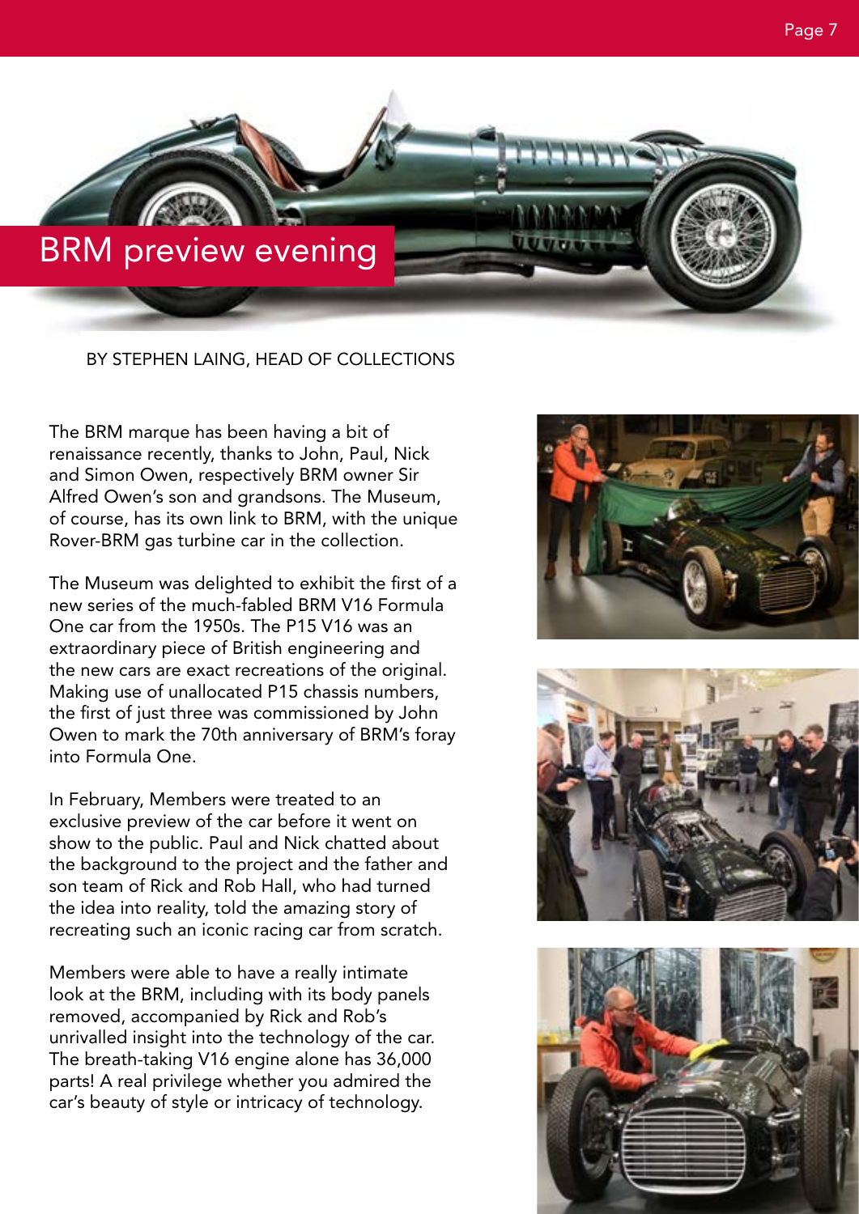# BRM preview evening

BY STEPHEN LAING, HEAD OF COLLECTIONS

The BRM marque has been having a bit of renaissance recently, thanks to John, Paul, Nick and Simon Owen, respectively BRM owner Sir Alfred Owen's son and grandsons. The Museum, of course, has its own link to BRM, with the unique Rover-BRM gas turbine car in the collection.

The Museum was delighted to exhibit the first of a new series of the much-fabled BRM V16 Formula One car from the 1950s. The P15 V16 was an extraordinary piece of British engineering and the new cars are exact recreations of the original. Making use of unallocated P15 chassis numbers, the first of just three was commissioned by John Owen to mark the 70th anniversary of BRM's foray into Formula One.

In February, Members were treated to an exclusive preview of the car before it went on show to the public. Paul and Nick chatted about the background to the project and the father and son team of Rick and Rob Hall, who had turned the idea into reality, told the amazing story of recreating such an iconic racing car from scratch.

Members were able to have a really intimate look at the BRM, including with its body panels removed, accompanied by Rick and Rob's unrivalled insight into the technology of the car. The breath-taking V16 engine alone has 36,000 parts! A real privilege whether you admired the car's beauty of style or intricacy of technology.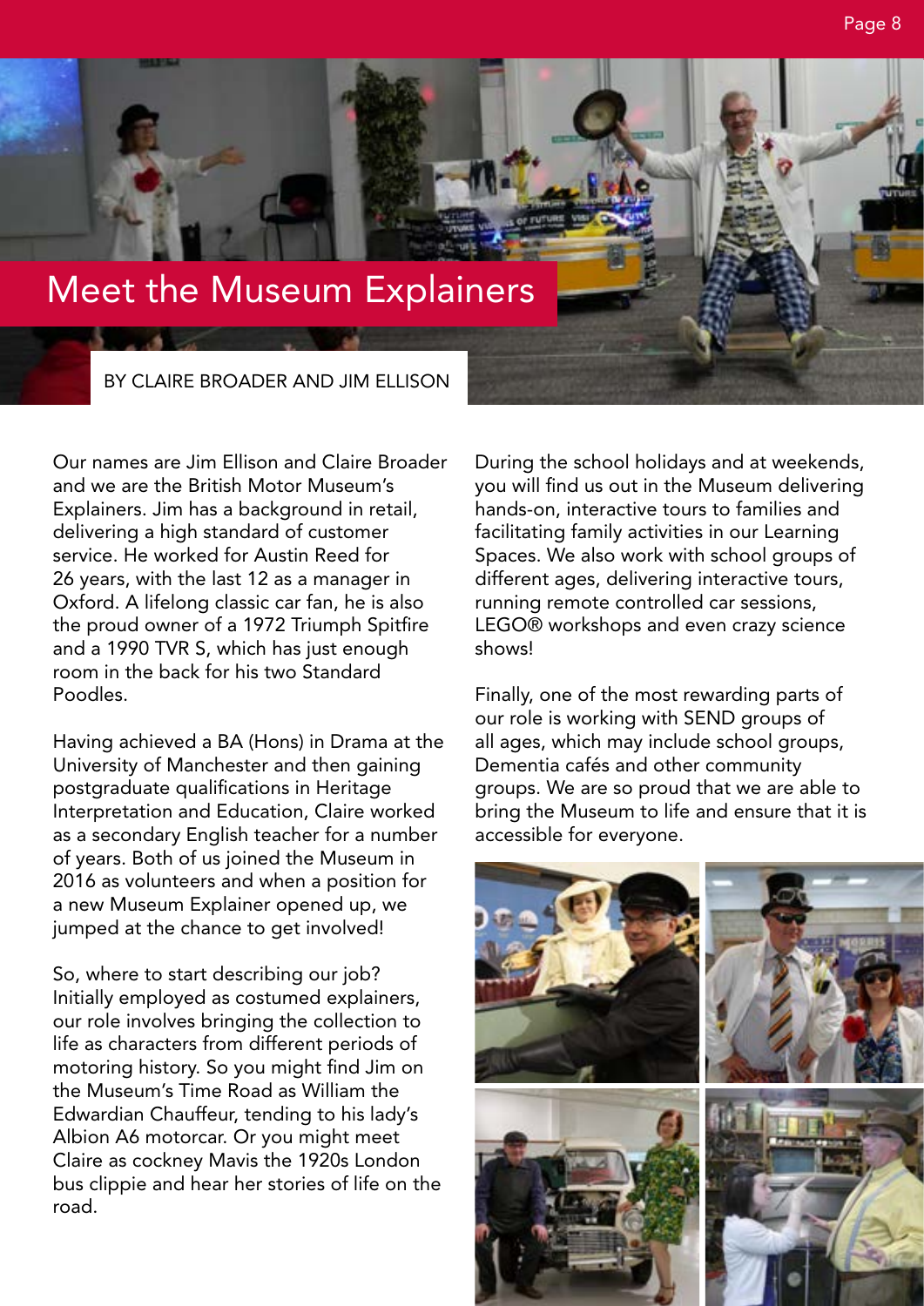# Meet the Museum Explainers

BY CLAIRE BROADER AND JIM ELLISON

Our names are Jim Ellison and Claire Broader and we are the British Motor Museum's Explainers. Jim has a background in retail, delivering a high standard of customer service. He worked for Austin Reed for 26 years, with the last 12 as a manager in Oxford. A lifelong classic car fan, he is also the proud owner of a 1972 Triumph Spitfire and a 1990 TVR S, which has just enough room in the back for his two Standard Poodles.

Having achieved a BA (Hons) in Drama at the University of Manchester and then gaining postgraduate qualifications in Heritage Interpretation and Education, Claire worked as a secondary English teacher for a number of years. Both of us joined the Museum in 2016 as volunteers and when a position for a new Museum Explainer opened up, we jumped at the chance to get involved!

So, where to start describing our job? Initially employed as costumed explainers, our role involves bringing the collection to life as characters from different periods of motoring history. So you might find Jim on the Museum's Time Road as William the Edwardian Chauffeur, tending to his lady's Albion A6 motorcar. Or you might meet Claire as cockney Mavis the 1920s London bus clippie and hear her stories of life on the road.

During the school holidays and at weekends, you will find us out in the Museum delivering hands-on, interactive tours to families and facilitating family activities in our Learning Spaces. We also work with school groups of different ages, delivering interactive tours, running remote controlled car sessions, LEGO® workshops and even crazy science shows!

Finally, one of the most rewarding parts of our role is working with SEND groups of all ages, which may include school groups, Dementia cafés and other community groups. We are so proud that we are able to bring the Museum to life and ensure that it is accessible for everyone.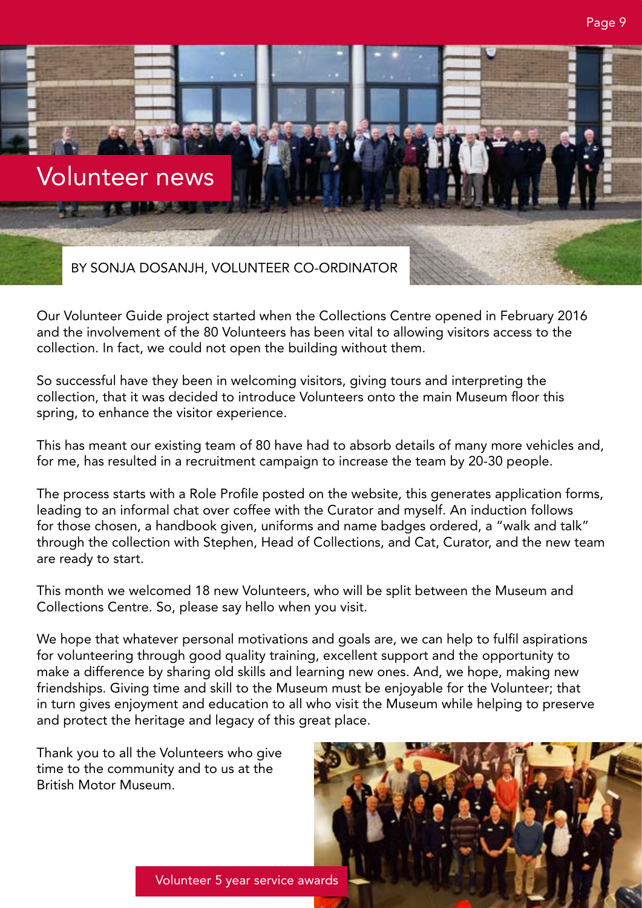# Volunteer news

BY SONJA DOSANJH, VOLUNTEER CO-ORDINATOR

Our Volunteer Guide project started when the Collections Centre opened in February 2016 and the involvement of the 80 Volunteers has been vital to allowing visitors access to the collection. In fact, we could not open the building without them.

So successful have they been in welcoming visitors, giving tours and interpreting the collection, that it was decided to introduce Volunteers onto the main Museum floor this spring, to enhance the visitor experience.

This has meant our existing team of 80 have had to absorb details of many more vehicles and, for me, has resulted in a recruitment campaign to increase the team by 20-30 people.

The process starts with a Role Profile posted on the website, this generates application forms, leading to an informal chat over coffee with the Curator and myself. An induction follows for those chosen, a handbook given, uniforms and name badges ordered, a "walk and talk" through the collection with Stephen, Head of Collections, and Cat, Curator, and the new team are ready to start.

This month we welcomed 18 new Volunteers, who will be split between the Museum and Collections Centre. So, please say hello when you visit.

We hope that whatever personal motivations and goals are, we can help to fulfil aspirations for volunteering through good quality training, excellent support and the opportunity to make a difference by sharing old skills and learning new ones. And, we hope, making new friendships. Giving time and skill to the Museum must be enjoyable for the Volunteer; that in turn gives enjoyment and education to all who visit the Museum while helping to preserve and protect the heritage and legacy of this great place.

Thank you to all the Volunteers who give time to the community and to us at the British Motor Museum.

Volunteer 5 year service awards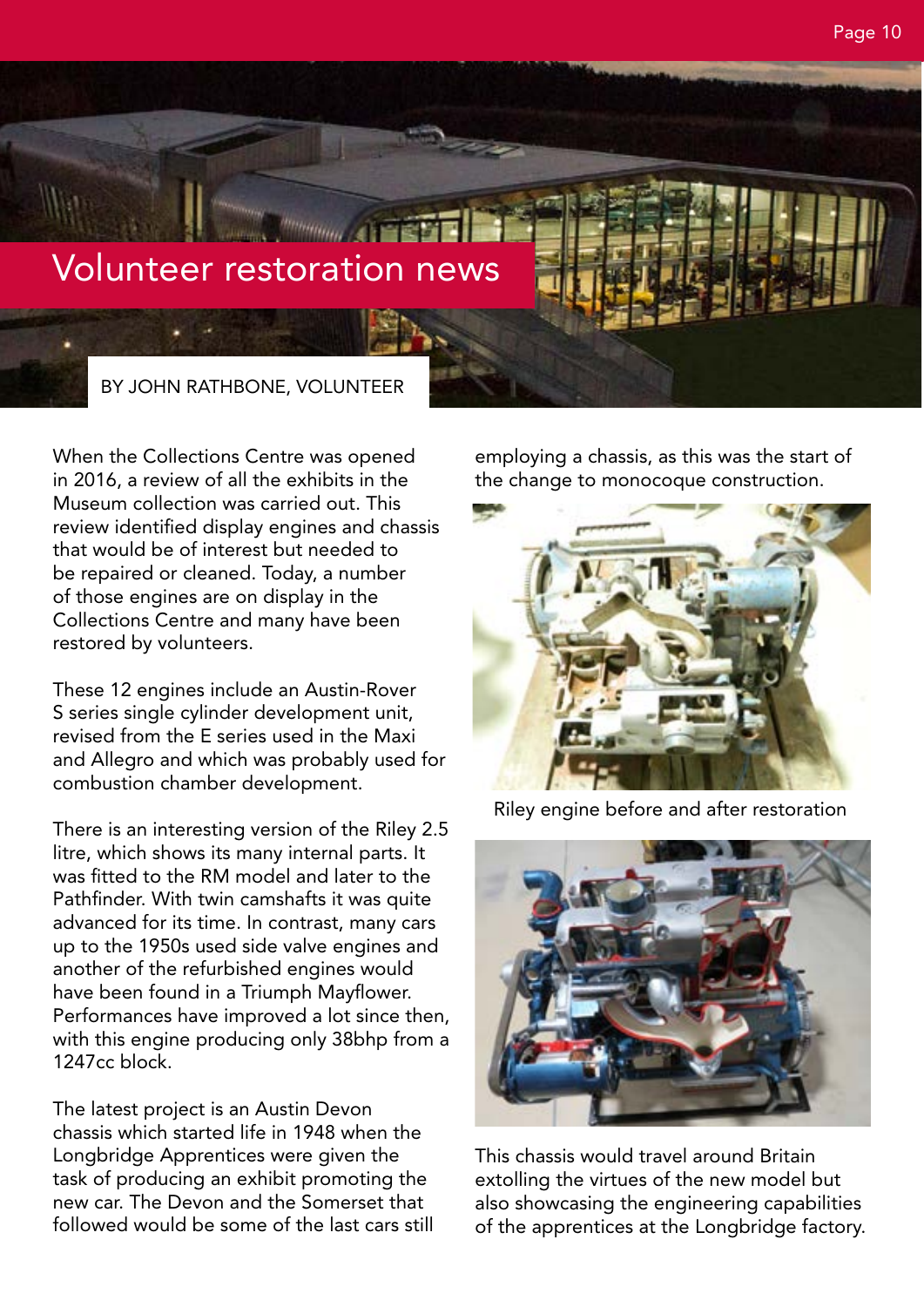# Volunteer restoration news

BY JOHN RATHBONE, VOLUNTEER

When the Collections Centre was opened in 2016, a review of all the exhibits in the Museum collection was carried out. This review identified display engines and chassis that would be of interest but needed to be repaired or cleaned. Today, a number of those engines are on display in the Collections Centre and many have been restored by volunteers.

These 12 engines include an Austin-Rover S series single cylinder development unit, revised from the E series used in the Maxi and Allegro and which was probably used for combustion chamber development.

There is an interesting version of the Riley 2.5 litre, which shows its many internal parts. It was fitted to the RM model and later to the Pathfinder. With twin camshafts it was quite advanced for its time. In contrast, many cars up to the 1950s used side valve engines and another of the refurbished engines would have been found in a Triumph Mayflower. Performances have improved a lot since then, with this engine producing only 38bhp from a 1247cc block.

The latest project is an Austin Devon chassis which started life in 1948 when the Longbridge Apprentices were given the task of producing an exhibit promoting the new car. The Devon and the Somerset that followed would be some of the last cars still employing a chassis, as this was the start of the change to monocoque construction.

Riley engine before and after restoration

This chassis would travel around Britain extolling the virtues of the new model but also showcasing the engineering capabilities of the apprentices at the Longbridge factory.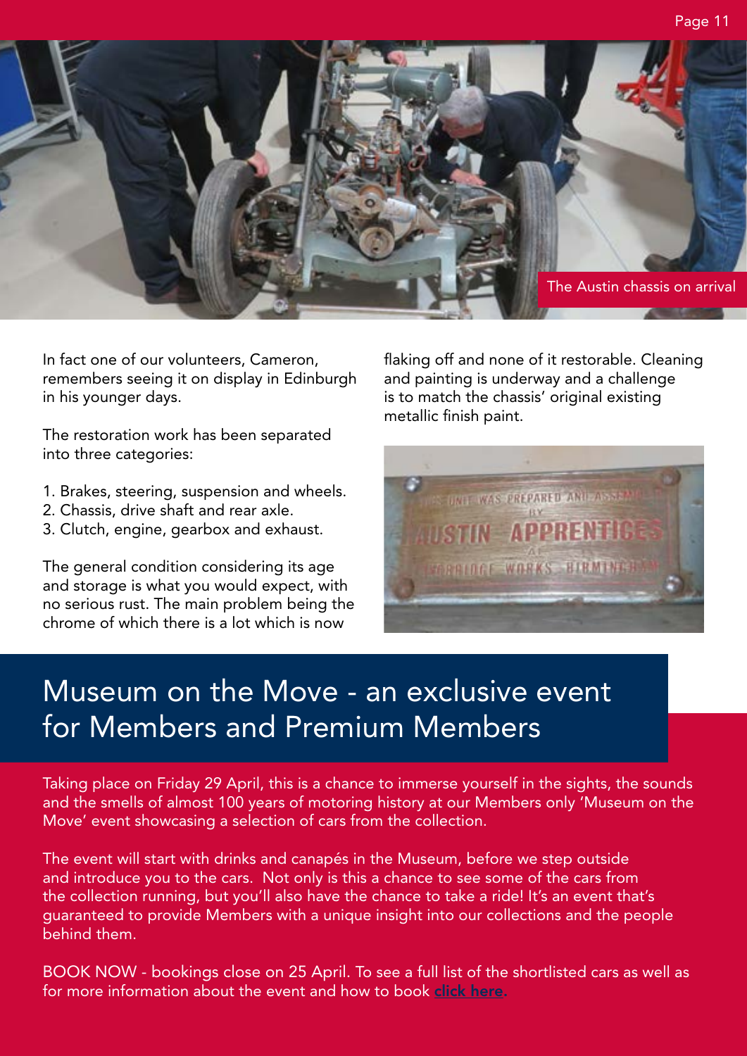The Austin chassis on arrival

In fact one of our volunteers, Cameron, remembers seeing it on display in Edinburgh in his younger days.

The restoration work has been separated into three categories:

1. Brakes, steering, suspension and wheels.
2. Chassis, drive shaft and rear axle.
3. Clutch, engine, gearbox and exhaust.

The general condition considering its age and storage is what you would expect, with no serious rust. The main problem being the chrome of which there is a lot which is now flaking off and none of it restorable. Cleaning and painting is underway and a challenge is to match the chassis' original existing metallic finish paint.

# Museum on the Move - an exclusive event for Members and Premium Members

Taking place on Friday 29 April, this is a chance to immerse yourself in the sights, the sounds and the smells of almost 100 years of motoring history at our Members only 'Museum on the Move' event showcasing a selection of cars from the collection.

The event will start with drinks and canapés in the Museum, before we step outside and introduce you to the cars. Not only is this a chance to see some of the cars from the collection running, but you'll also have the chance to take a ride! It's an event that's guaranteed to provide Members with a unique insight into our collections and the people behind them.

BOOK NOW - bookings close on 25 April. To see a full list of the shortlisted cars as well as for more information about the event and how to book **click here.**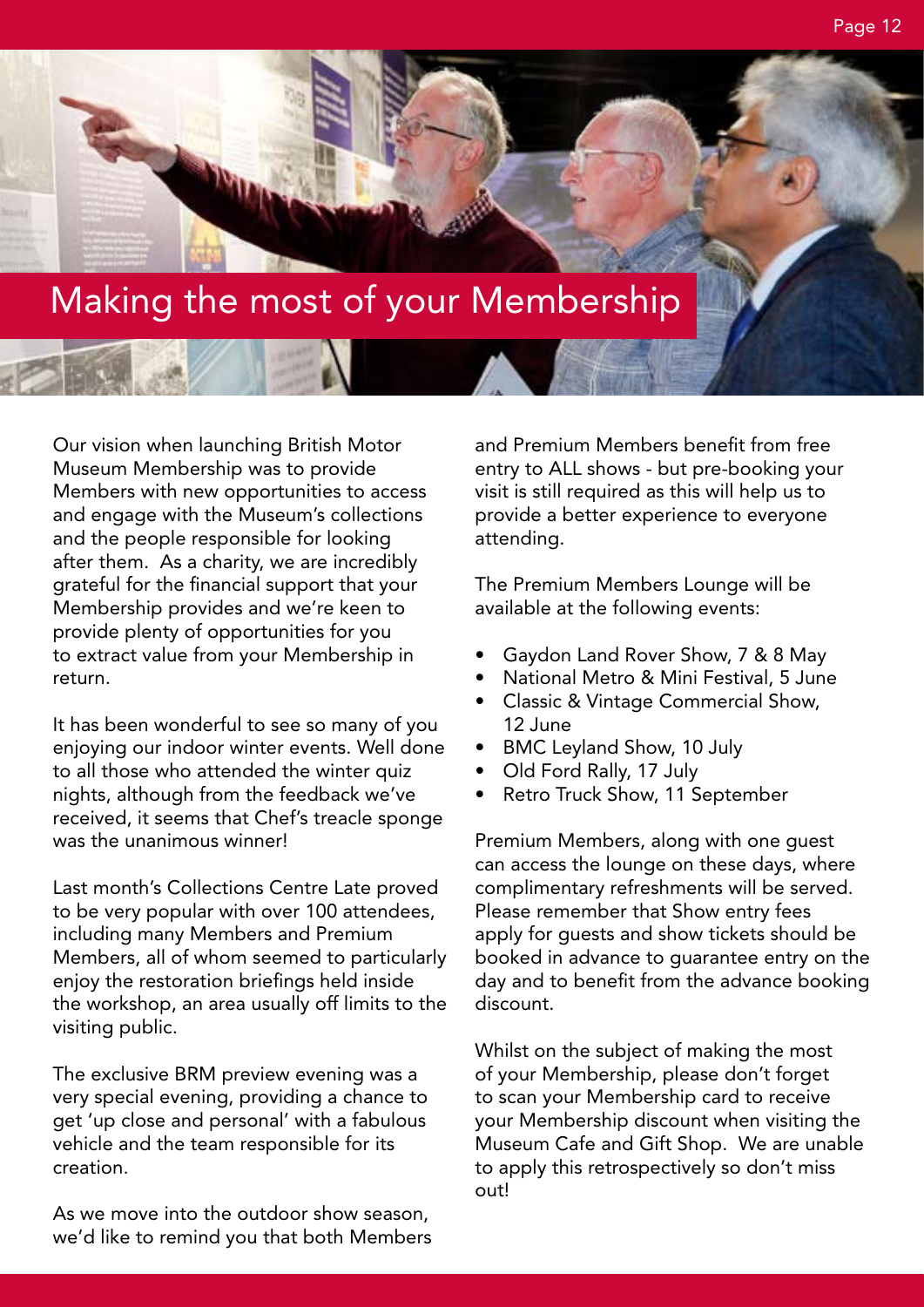# Making the most of your Membership

Our vision when launching British Motor Museum Membership was to provide Members with new opportunities to access and engage with the Museum's collections and the people responsible for looking after them. As a charity, we are incredibly grateful for the financial support that your Membership provides and we're keen to provide plenty of opportunities for you to extract value from your Membership in return.

It has been wonderful to see so many of you enjoying our indoor winter events. Well done to all those who attended the winter quiz nights, although from the feedback we've received, it seems that Chef's treacle sponge was the unanimous winner!

Last month's Collections Centre Late proved to be very popular with over 100 attendees, including many Members and Premium Members, all of whom seemed to particularly enjoy the restoration briefings held inside the workshop, an area usually off limits to the visiting public.

The exclusive BRM preview evening was a very special evening, providing a chance to get 'up close and personal' with a fabulous vehicle and the team responsible for its creation.

As we move into the outdoor show season, we'd like to remind you that both Members and Premium Members benefit from free entry to ALL shows - but pre-booking your visit is still required as this will help us to provide a better experience to everyone attending.

The Premium Members Lounge will be available at the following events:

- Gaydon Land Rover Show, 7 & 8 May
- National Metro & Mini Festival, 5 June
- Classic & Vintage Commercial Show, 12 June
- BMC Leyland Show, 10 July
- Old Ford Rally, 17 July
- Retro Truck Show, 11 September

Premium Members, along with one guest can access the lounge on these days, where complimentary refreshments will be served. Please remember that Show entry fees apply for guests and show tickets should be booked in advance to guarantee entry on the day and to benefit from the advance booking discount.

Whilst on the subject of making the most of your Membership, please don't forget to scan your Membership card to receive your Membership discount when visiting the Museum Cafe and Gift Shop. We are unable to apply this retrospectively so don't miss out!